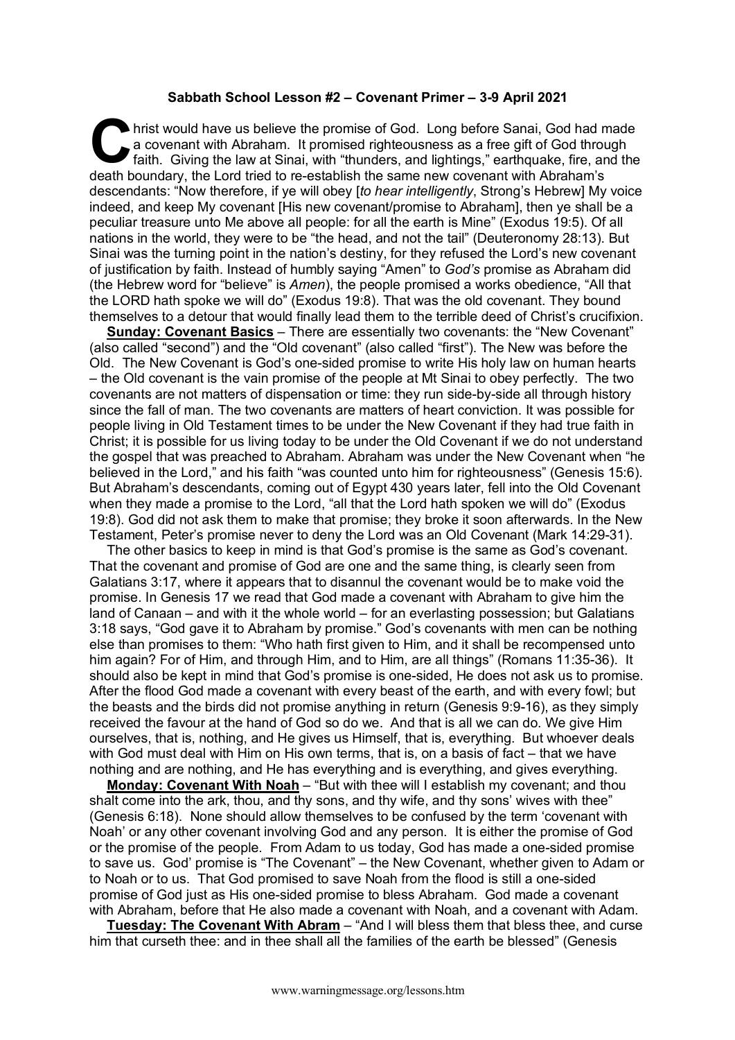**Sabbath School Lesson #2 – Covenant Primer – 3-9 April 2021**

Christ would have us believe the promise of God. Long before Sanai, God had made a covenant with Abraham. It promised righteousness as a free gift of God through faith. Giving the law at Sinai, with "thunders, and lightings," earthquake, fire, and the death boundary, the Lord tried to re-establish the same new covenant with Abraham's descendants: "Now therefore, if ye will obey [*to hear intelligently*, Strong's Hebrew] My voice indeed, and keep My covenant [His new covenant/promise to Abraham], then ye shall be a peculiar treasure unto Me above all people: for all the earth is Mine" (Exodus 19:5). Of all nations in the world, they were to be "the head, and not the tail" (Deuteronomy 28:13). But Sinai was the turning point in the nation's destiny, for they refused the Lord's new covenant of justification by faith. Instead of humbly saying "Amen" to *God's* promise as Abraham did (the Hebrew word for "believe" is *Amen*), the people promised a works obedience, "All that the LORD hath spoke we will do" (Exodus 19:8). That was the old covenant. They bound themselves to a detour that would finally lead them to the terrible deed of Christ's crucifixion.

**Sunday: Covenant Basics** – There are essentially two covenants: the "New Covenant" (also called "second") and the "Old covenant" (also called "first"). The New was before the Old. The New Covenant is God's one-sided promise to write His holy law on human hearts – the Old covenant is the vain promise of the people at Mt Sinai to obey perfectly. The two covenants are not matters of dispensation or time: they run side-by-side all through history since the fall of man. The two covenants are matters of heart conviction. It was possible for people living in Old Testament times to be under the New Covenant if they had true faith in Christ; it is possible for us living today to be under the Old Covenant if we do not understand the gospel that was preached to Abraham. Abraham was under the New Covenant when "he believed in the Lord," and his faith "was counted unto him for righteousness" (Genesis 15:6). But Abraham's descendants, coming out of Egypt 430 years later, fell into the Old Covenant when they made a promise to the Lord, "all that the Lord hath spoken we will do" (Exodus 19:8). God did not ask them to make that promise; they broke it soon afterwards. In the New Testament, Peter's promise never to deny the Lord was an Old Covenant (Mark 14:29-31).

The other basics to keep in mind is that God's promise is the same as God's covenant. That the covenant and promise of God are one and the same thing, is clearly seen from Galatians 3:17, where it appears that to disannul the covenant would be to make void the promise. In Genesis 17 we read that God made a covenant with Abraham to give him the land of Canaan – and with it the whole world – for an everlasting possession; but Galatians 3:18 says, "God gave it to Abraham by promise." God's covenants with men can be nothing else than promises to them: "Who hath first given to Him, and it shall be recompensed unto him again? For of Him, and through Him, and to Him, are all things" (Romans 11:35-36). It should also be kept in mind that God's promise is one-sided, He does not ask us to promise. After the flood God made a covenant with every beast of the earth, and with every fowl; but the beasts and the birds did not promise anything in return (Genesis 9:9-16), as they simply received the favour at the hand of God so do we. And that is all we can do. We give Him ourselves, that is, nothing, and He gives us Himself, that is, everything. But whoever deals with God must deal with Him on His own terms, that is, on a basis of fact – that we have nothing and are nothing, and He has everything and is everything, and gives everything.

**Monday: Covenant With Noah** – "But with thee will I establish my covenant; and thou shalt come into the ark, thou, and thy sons, and thy wife, and thy sons' wives with thee" (Genesis 6:18). None should allow themselves to be confused by the term 'covenant with Noah' or any other covenant involving God and any person. It is either the promise of God or the promise of the people. From Adam to us today, God has made a one-sided promise to save us. God' promise is "The Covenant" – the New Covenant, whether given to Adam or to Noah or to us. That God promised to save Noah from the flood is still a one-sided promise of God just as His one-sided promise to bless Abraham. God made a covenant with Abraham, before that He also made a covenant with Noah, and a covenant with Adam.

**Tuesday: The Covenant With Abram** – "And I will bless them that bless thee, and curse him that curseth thee: and in thee shall all the families of the earth be blessed" (Genesis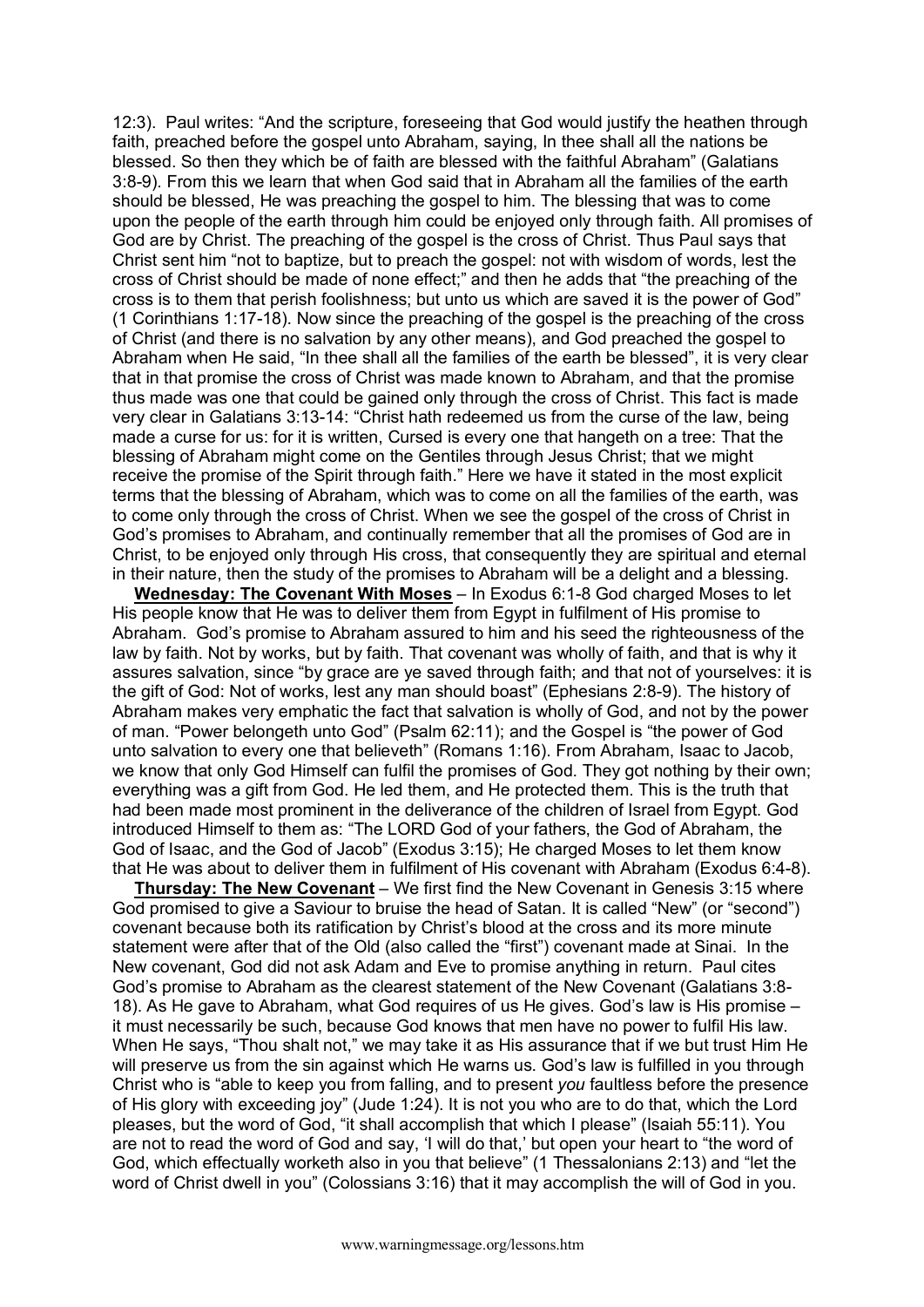12:3). Paul writes: "And the scripture, foreseeing that God would justify the heathen through faith, preached before the gospel unto Abraham, saying, In thee shall all the nations be blessed. So then they which be of faith are blessed with the faithful Abraham" (Galatians 3:8-9). From this we learn that when God said that in Abraham all the families of the earth should be blessed, He was preaching the gospel to him. The blessing that was to come upon the people of the earth through him could be enjoyed only through faith. All promises of God are by Christ. The preaching of the gospel is the cross of Christ. Thus Paul says that Christ sent him "not to baptize, but to preach the gospel: not with wisdom of words, lest the cross of Christ should be made of none effect;" and then he adds that "the preaching of the cross is to them that perish foolishness; but unto us which are saved it is the power of God" (1 Corinthians 1:17-18). Now since the preaching of the gospel is the preaching of the cross of Christ (and there is no salvation by any other means), and God preached the gospel to Abraham when He said, "In thee shall all the families of the earth be blessed", it is very clear that in that promise the cross of Christ was made known to Abraham, and that the promise thus made was one that could be gained only through the cross of Christ. This fact is made very clear in Galatians 3:13-14: "Christ hath redeemed us from the curse of the law, being made a curse for us: for it is written, Cursed is every one that hangeth on a tree: That the blessing of Abraham might come on the Gentiles through Jesus Christ; that we might receive the promise of the Spirit through faith." Here we have it stated in the most explicit terms that the blessing of Abraham, which was to come on all the families of the earth, was to come only through the cross of Christ. When we see the gospel of the cross of Christ in God's promises to Abraham, and continually remember that all the promises of God are in Christ, to be enjoyed only through His cross, that consequently they are spiritual and eternal in their nature, then the study of the promises to Abraham will be a delight and a blessing.

**Wednesday: The Covenant With Moses** – In Exodus 6:1-8 God charged Moses to let His people know that He was to deliver them from Egypt in fulfilment of His promise to Abraham. God's promise to Abraham assured to him and his seed the righteousness of the law by faith. Not by works, but by faith. That covenant was wholly of faith, and that is why it assures salvation, since "by grace are ye saved through faith; and that not of yourselves: it is the gift of God: Not of works, lest any man should boast" (Ephesians 2:8-9). The history of Abraham makes very emphatic the fact that salvation is wholly of God, and not by the power of man. "Power belongeth unto God" (Psalm 62:11); and the Gospel is "the power of God unto salvation to every one that believeth" (Romans 1:16). From Abraham, Isaac to Jacob, we know that only God Himself can fulfil the promises of God. They got nothing by their own; everything was a gift from God. He led them, and He protected them. This is the truth that had been made most prominent in the deliverance of the children of Israel from Egypt. God introduced Himself to them as: "The LORD God of your fathers, the God of Abraham, the God of Isaac, and the God of Jacob" (Exodus 3:15); He charged Moses to let them know that He was about to deliver them in fulfilment of His covenant with Abraham (Exodus 6:4-8).

**Thursday: The New Covenant** – We first find the New Covenant in Genesis 3:15 where God promised to give a Saviour to bruise the head of Satan. It is called "New" (or "second") covenant because both its ratification by Christ's blood at the cross and its more minute statement were after that of the Old (also called the "first") covenant made at Sinai. In the New covenant, God did not ask Adam and Eve to promise anything in return. Paul cites God's promise to Abraham as the clearest statement of the New Covenant (Galatians 3:8-18). As He gave to Abraham, what God requires of us He gives. God's law is His promise – it must necessarily be such, because God knows that men have no power to fulfil His law. When He says, "Thou shalt not," we may take it as His assurance that if we but trust Him He will preserve us from the sin against which He warns us. God's law is fulfilled in you through Christ who is "able to keep you from falling, and to present *you* faultless before the presence of His glory with exceeding joy" (Jude 1:24). It is not you who are to do that, which the Lord pleases, but the word of God, "it shall accomplish that which I please" (Isaiah 55:11). You are not to read the word of God and say, 'I will do that,' but open your heart to "the word of God, which effectually worketh also in you that believe" (1 Thessalonians 2:13) and "let the word of Christ dwell in you" (Colossians 3:16) that it may accomplish the will of God in you.